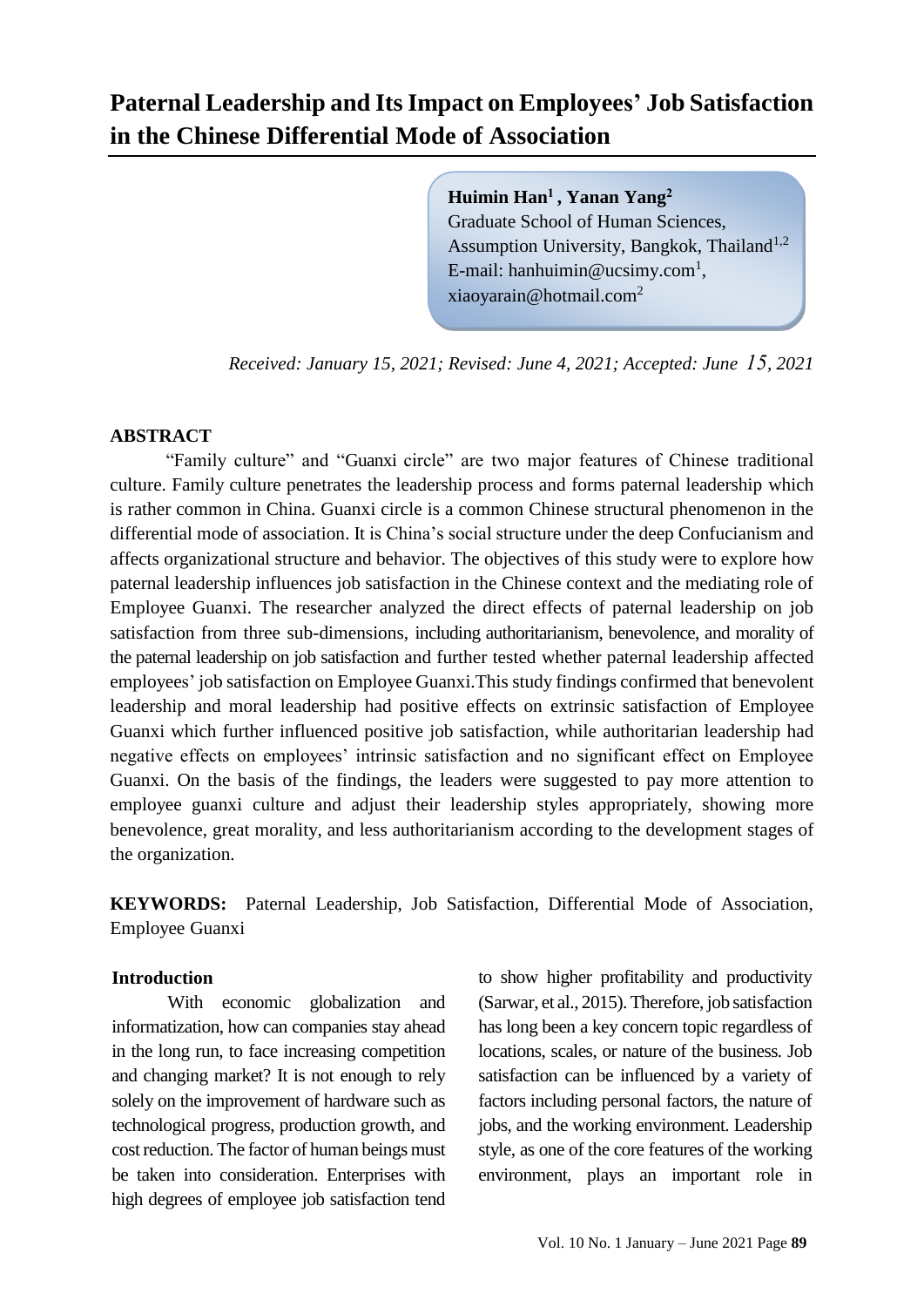# Paternal Leadership and Its Impact on Employees' Job Satisfaction in the Chinese Differential Mode of Association

**Huimin Han[1] , Yanan Yang[2]**
Graduate School of Human Sciences,
Assumption University, Bangkok, Thailand[1,2]
E-mail: hanhuimin@ucsimy.com[1],
xiaoyarain@hotmail.com[2]

*Received: January 15, 2021; Revised: June 4, 2021; Accepted: June 15, 2021*

## ABSTRACT

"Family culture" and "Guanxi circle" are two major features of Chinese traditional culture. Family culture penetrates the leadership process and forms paternal leadership which is rather common in China. Guanxi circle is a common Chinese structural phenomenon in the differential mode of association. It is China's social structure under the deep Confucianism and affects organizational structure and behavior. The objectives of this study were to explore how paternal leadership influences job satisfaction in the Chinese context and the mediating role of Employee Guanxi. The researcher analyzed the direct effects of paternal leadership on job satisfaction from three sub-dimensions, including authoritarianism, benevolence, and morality of the paternal leadership on job satisfaction and further tested whether paternal leadership affected employees' job satisfaction on Employee Guanxi.This study findings confirmed that benevolent leadership and moral leadership had positive effects on extrinsic satisfaction of Employee Guanxi which further influenced positive job satisfaction, while authoritarian leadership had negative effects on employees' intrinsic satisfaction and no significant effect on Employee Guanxi. On the basis of the findings, the leaders were suggested to pay more attention to employee guanxi culture and adjust their leadership styles appropriately, showing more benevolence, great morality, and less authoritarianism according to the development stages of the organization.

**KEYWORDS:** Paternal Leadership, Job Satisfaction, Differential Mode of Association, Employee Guanxi

## Introduction

With economic globalization and informatization, how can companies stay ahead in the long run, to face increasing competition and changing market? It is not enough to rely solely on the improvement of hardware such as technological progress, production growth, and cost reduction. The factor of human beings must be taken into consideration. Enterprises with high degrees of employee job satisfaction tend to show higher profitability and productivity (Sarwar, et al., 2015). Therefore, job satisfaction has long been a key concern topic regardless of locations, scales, or nature of the business. Job satisfaction can be influenced by a variety of factors including personal factors, the nature of jobs, and the working environment. Leadership style, as one of the core features of the working environment, plays an important role in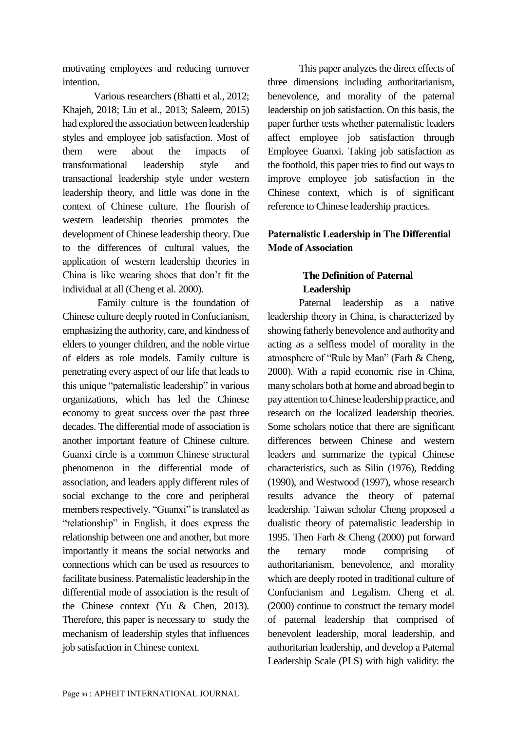motivating employees and reducing turnover intention.

Various researchers (Bhatti et al., 2012; Khajeh, 2018; Liu et al., 2013; Saleem, 2015) had explored the association between leadership styles and employee job satisfaction. Most of them were about the impacts of transformational leadership style and transactional leadership style under western leadership theory, and little was done in the context of Chinese culture. The flourish of western leadership theories promotes the development of Chinese leadership theory. Due to the differences of cultural values, the application of western leadership theories in China is like wearing shoes that don't fit the individual at all (Cheng et al. 2000).

Family culture is the foundation of Chinese culture deeply rooted in Confucianism, emphasizing the authority, care, and kindness of elders to younger children, and the noble virtue of elders as role models. Family culture is penetrating every aspect of our life that leads to this unique "paternalistic leadership" in various organizations, which has led the Chinese economy to great success over the past three decades. The differential mode of association is another important feature of Chinese culture. Guanxi circle is a common Chinese structural phenomenon in the differential mode of association, and leaders apply different rules of social exchange to the core and peripheral members respectively. "Guanxi" is translated as "relationship" in English, it does express the relationship between one and another, but more importantly it means the social networks and connections which can be used as resources to facilitate business. Paternalistic leadership in the differential mode of association is the result of the Chinese context (Yu & Chen, 2013). Therefore, this paper is necessary to study the mechanism of leadership styles that influences job satisfaction in Chinese context.

This paper analyzes the direct effects of three dimensions including authoritarianism, benevolence, and morality of the paternal leadership on job satisfaction. On this basis, the paper further tests whether paternalistic leaders affect employee job satisfaction through Employee Guanxi. Taking job satisfaction as the foothold, this paper tries to find out ways to improve employee job satisfaction in the Chinese context, which is of significant reference to Chinese leadership practices.

## Paternalistic Leadership in The Differential Mode of Association

### The Definition of Paternal Leadership

Paternal leadership as a native leadership theory in China, is characterized by showing fatherly benevolence and authority and acting as a selfless model of morality in the atmosphere of "Rule by Man" (Farh & Cheng, 2000). With a rapid economic rise in China, many scholars both at home and abroad begin to pay attention to Chinese leadership practice, and research on the localized leadership theories. Some scholars notice that there are significant differences between Chinese and western leaders and summarize the typical Chinese characteristics, such as Silin (1976), Redding (1990), and Westwood (1997), whose research results advance the theory of paternal leadership. Taiwan scholar Cheng proposed a dualistic theory of paternalistic leadership in 1995. Then Farh & Cheng (2000) put forward the ternary mode comprising of authoritarianism, benevolence, and morality which are deeply rooted in traditional culture of Confucianism and Legalism. Cheng et al. (2000) continue to construct the ternary model of paternal leadership that comprised of benevolent leadership, moral leadership, and authoritarian leadership, and develop a Paternal Leadership Scale (PLS) with high validity: the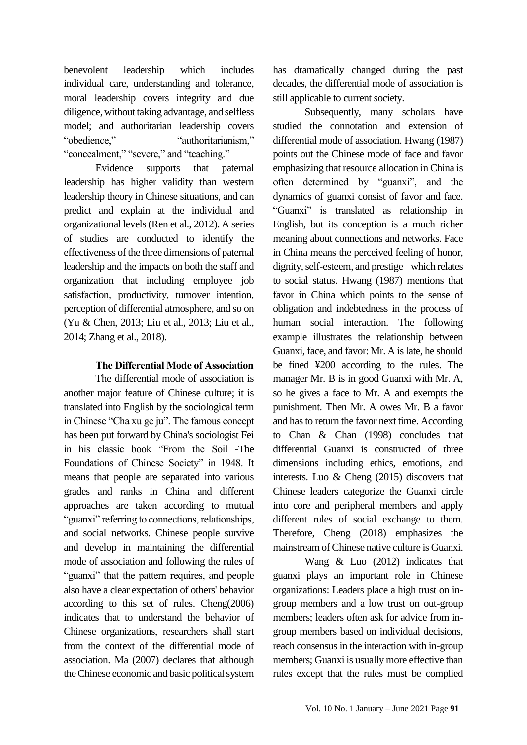benevolent leadership which includes individual care, understanding and tolerance, moral leadership covers integrity and due diligence, without taking advantage, and selfless model; and authoritarian leadership covers "obedience," "authoritarianism," "concealment," "severe," and "teaching."

Evidence supports that paternal leadership has higher validity than western leadership theory in Chinese situations, and can predict and explain at the individual and organizational levels (Ren et al., 2012). A series of studies are conducted to identify the effectiveness of the three dimensions of paternal leadership and the impacts on both the staff and organization that including employee job satisfaction, productivity, turnover intention, perception of differential atmosphere, and so on (Yu & Chen, 2013; Liu et al., 2013; Liu et al., 2014; Zhang et al., 2018).

**The Differential Mode of Association**

The differential mode of association is another major feature of Chinese culture; it is translated into English by the sociological term in Chinese "Cha xu ge ju". The famous concept has been put forward by China's sociologist Fei in his classic book "From the Soil -The Foundations of Chinese Society" in 1948. It means that people are separated into various grades and ranks in China and different approaches are taken according to mutual "guanxi" referring to connections, relationships, and social networks. Chinese people survive and develop in maintaining the differential mode of association and following the rules of "guanxi" that the pattern requires, and people also have a clear expectation of others' behavior according to this set of rules. Cheng(2006) indicates that to understand the behavior of Chinese organizations, researchers shall start from the context of the differential mode of association. Ma (2007) declares that although the Chinese economic and basic political system has dramatically changed during the past decades, the differential mode of association is still applicable to current society.

Subsequently, many scholars have studied the connotation and extension of differential mode of association. Hwang (1987) points out the Chinese mode of face and favor emphasizing that resource allocation in China is often determined by "guanxi", and the dynamics of guanxi consist of favor and face. "Guanxi" is translated as relationship in English, but its conception is a much richer meaning about connections and networks. Face in China means the perceived feeling of honor, dignity, self-esteem, and prestige which relates to social status. Hwang (1987) mentions that favor in China which points to the sense of obligation and indebtedness in the process of human social interaction. The following example illustrates the relationship between Guanxi, face, and favor: Mr. A is late, he should be fined ¥200 according to the rules. The manager Mr. B is in good Guanxi with Mr. A, so he gives a face to Mr. A and exempts the punishment. Then Mr. A owes Mr. B a favor and has to return the favor next time. According to Chan & Chan (1998) concludes that differential Guanxi is constructed of three dimensions including ethics, emotions, and interests. Luo & Cheng (2015) discovers that Chinese leaders categorize the Guanxi circle into core and peripheral members and apply different rules of social exchange to them. Therefore, Cheng (2018) emphasizes the mainstream of Chinese native culture is Guanxi.

Wang & Luo (2012) indicates that guanxi plays an important role in Chinese organizations: Leaders place a high trust on in-group members and a low trust on out-group members; leaders often ask for advice from in-group members based on individual decisions, reach consensus in the interaction with in-group members; Guanxi is usually more effective than rules except that the rules must be complied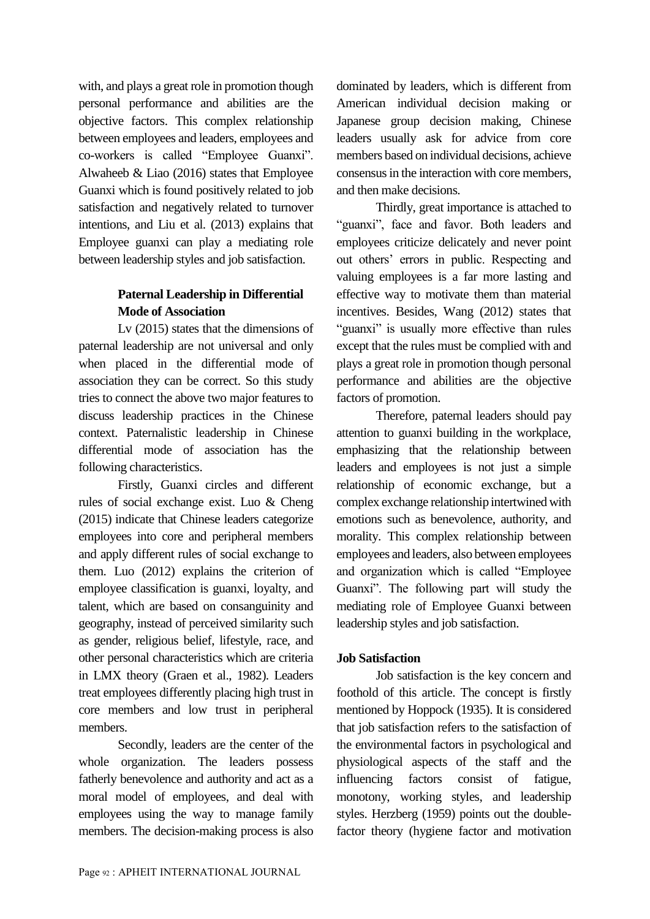with, and plays a great role in promotion though personal performance and abilities are the objective factors. This complex relationship between employees and leaders, employees and co-workers is called "Employee Guanxi". Alwaheeb & Liao (2016) states that Employee Guanxi which is found positively related to job satisfaction and negatively related to turnover intentions, and Liu et al. (2013) explains that Employee guanxi can play a mediating role between leadership styles and job satisfaction.

### Paternal Leadership in Differential Mode of Association

Lv (2015) states that the dimensions of paternal leadership are not universal and only when placed in the differential mode of association they can be correct. So this study tries to connect the above two major features to discuss leadership practices in the Chinese context. Paternalistic leadership in Chinese differential mode of association has the following characteristics.

Firstly, Guanxi circles and different rules of social exchange exist. Luo & Cheng (2015) indicate that Chinese leaders categorize employees into core and peripheral members and apply different rules of social exchange to them. Luo (2012) explains the criterion of employee classification is guanxi, loyalty, and talent, which are based on consanguinity and geography, instead of perceived similarity such as gender, religious belief, lifestyle, race, and other personal characteristics which are criteria in LMX theory (Graen et al., 1982). Leaders treat employees differently placing high trust in core members and low trust in peripheral members.

Secondly, leaders are the center of the whole organization. The leaders possess fatherly benevolence and authority and act as a moral model of employees, and deal with employees using the way to manage family members. The decision-making process is also dominated by leaders, which is different from American individual decision making or Japanese group decision making, Chinese leaders usually ask for advice from core members based on individual decisions, achieve consensus in the interaction with core members, and then make decisions.

Thirdly, great importance is attached to "guanxi", face and favor. Both leaders and employees criticize delicately and never point out others' errors in public. Respecting and valuing employees is a far more lasting and effective way to motivate them than material incentives. Besides, Wang (2012) states that "guanxi" is usually more effective than rules except that the rules must be complied with and plays a great role in promotion though personal performance and abilities are the objective factors of promotion.

Therefore, paternal leaders should pay attention to guanxi building in the workplace, emphasizing that the relationship between leaders and employees is not just a simple relationship of economic exchange, but a complex exchange relationship intertwined with emotions such as benevolence, authority, and morality. This complex relationship between employees and leaders, also between employees and organization which is called "Employee Guanxi". The following part will study the mediating role of Employee Guanxi between leadership styles and job satisfaction.

### Job Satisfaction

Job satisfaction is the key concern and foothold of this article. The concept is firstly mentioned by Hoppock (1935). It is considered that job satisfaction refers to the satisfaction of the environmental factors in psychological and physiological aspects of the staff and the influencing factors consist of fatigue, monotony, working styles, and leadership styles. Herzberg (1959) points out the double-factor theory (hygiene factor and motivation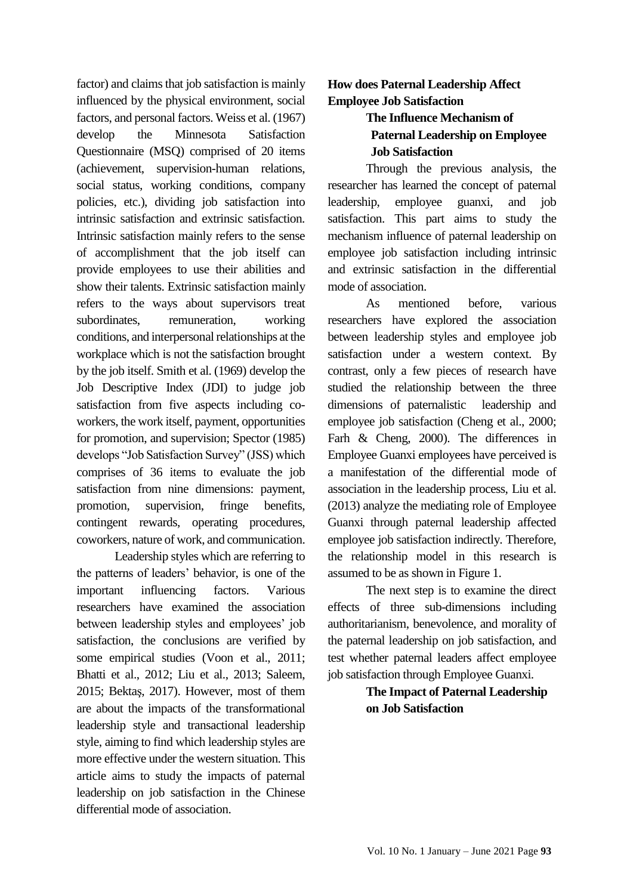factor) and claims that job satisfaction is mainly influenced by the physical environment, social factors, and personal factors. Weiss et al. (1967) develop the Minnesota Satisfaction Questionnaire (MSQ) comprised of 20 items (achievement, supervision-human relations, social status, working conditions, company policies, etc.), dividing job satisfaction into intrinsic satisfaction and extrinsic satisfaction. Intrinsic satisfaction mainly refers to the sense of accomplishment that the job itself can provide employees to use their abilities and show their talents. Extrinsic satisfaction mainly refers to the ways about supervisors treat subordinates, remuneration, working conditions, and interpersonal relationships at the workplace which is not the satisfaction brought by the job itself. Smith et al. (1969) develop the Job Descriptive Index (JDI) to judge job satisfaction from five aspects including co-workers, the work itself, payment, opportunities for promotion, and supervision; Spector (1985) develops "Job Satisfaction Survey" (JSS) which comprises of 36 items to evaluate the job satisfaction from nine dimensions: payment, promotion, supervision, fringe benefits, contingent rewards, operating procedures, coworkers, nature of work, and communication.

Leadership styles which are referring to the patterns of leaders' behavior, is one of the important influencing factors. Various researchers have examined the association between leadership styles and employees' job satisfaction, the conclusions are verified by some empirical studies (Voon et al., 2011; Bhatti et al., 2012; Liu et al., 2013; Saleem, 2015; Bektaş, 2017). However, most of them are about the impacts of the transformational leadership style and transactional leadership style, aiming to find which leadership styles are more effective under the western situation. This article aims to study the impacts of paternal leadership on job satisfaction in the Chinese differential mode of association.

## How does Paternal Leadership Affect Employee Job Satisfaction

### The Influence Mechanism of Paternal Leadership on Employee Job Satisfaction

Through the previous analysis, the researcher has learned the concept of paternal leadership, employee guanxi, and job satisfaction. This part aims to study the mechanism influence of paternal leadership on employee job satisfaction including intrinsic and extrinsic satisfaction in the differential mode of association.

As mentioned before, various researchers have explored the association between leadership styles and employee job satisfaction under a western context. By contrast, only a few pieces of research have studied the relationship between the three dimensions of paternalistic leadership and employee job satisfaction (Cheng et al., 2000; Farh & Cheng, 2000). The differences in Employee Guanxi employees have perceived is a manifestation of the differential mode of association in the leadership process, Liu et al. (2013) analyze the mediating role of Employee Guanxi through paternal leadership affected employee job satisfaction indirectly. Therefore, the relationship model in this research is assumed to be as shown in Figure 1.

The next step is to examine the direct effects of three sub-dimensions including authoritarianism, benevolence, and morality of the paternal leadership on job satisfaction, and test whether paternal leaders affect employee job satisfaction through Employee Guanxi.

### The Impact of Paternal Leadership on Job Satisfaction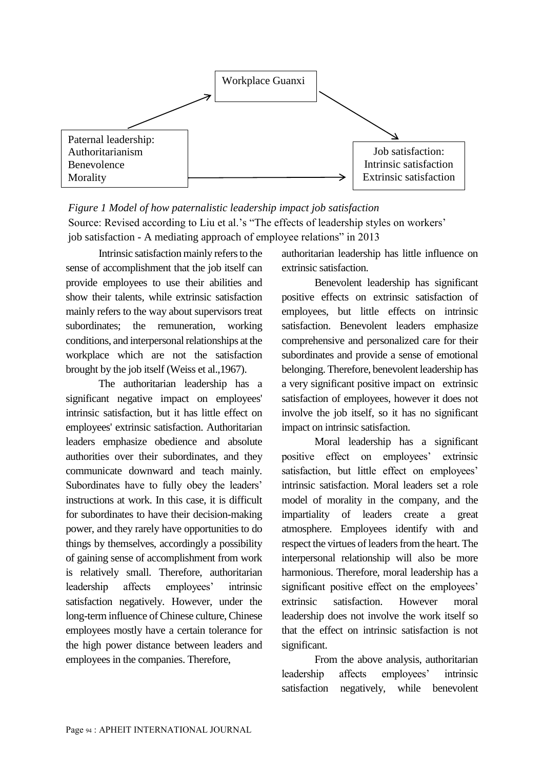Workplace Guanxi

Paternal leadership:
Authoritarianism
Benevolence
Morality

Job satisfaction:
Intrinsic satisfaction
Extrinsic satisfaction

*Figure 1 Model of how paternalistic leadership impact job satisfaction*

Source: Revised according to Liu et al.'s "The effects of leadership styles on workers' job satisfaction - A mediating approach of employee relations" in 2013

Intrinsic satisfaction mainly refers to the sense of accomplishment that the job itself can provide employees to use their abilities and show their talents, while extrinsic satisfaction mainly refers to the way about supervisors treat subordinates; the remuneration, working conditions, and interpersonal relationships at the workplace which are not the satisfaction brought by the job itself (Weiss et al.,1967).

The authoritarian leadership has a significant negative impact on employees' intrinsic satisfaction, but it has little effect on employees' extrinsic satisfaction. Authoritarian leaders emphasize obedience and absolute authorities over their subordinates, and they communicate downward and teach mainly. Subordinates have to fully obey the leaders' instructions at work. In this case, it is difficult for subordinates to have their decision-making power, and they rarely have opportunities to do things by themselves, accordingly a possibility of gaining sense of accomplishment from work is relatively small. Therefore, authoritarian leadership affects employees' intrinsic satisfaction negatively. However, under the long-term influence of Chinese culture, Chinese employees mostly have a certain tolerance for the high power distance between leaders and employees in the companies. Therefore, authoritarian leadership has little influence on extrinsic satisfaction.

Benevolent leadership has significant positive effects on extrinsic satisfaction of employees, but little effects on intrinsic satisfaction. Benevolent leaders emphasize comprehensive and personalized care for their subordinates and provide a sense of emotional belonging. Therefore, benevolent leadership has a very significant positive impact on extrinsic satisfaction of employees, however it does not involve the job itself, so it has no significant impact on intrinsic satisfaction.

Moral leadership has a significant positive effect on employees' extrinsic satisfaction, but little effect on employees' intrinsic satisfaction. Moral leaders set a role model of morality in the company, and the impartiality of leaders create a great atmosphere. Employees identify with and respect the virtues of leaders from the heart. The interpersonal relationship will also be more harmonious. Therefore, moral leadership has a significant positive effect on the employees' extrinsic satisfaction. However moral leadership does not involve the work itself so that the effect on intrinsic satisfaction is not significant.

From the above analysis, authoritarian leadership affects employees' intrinsic satisfaction negatively, while benevolent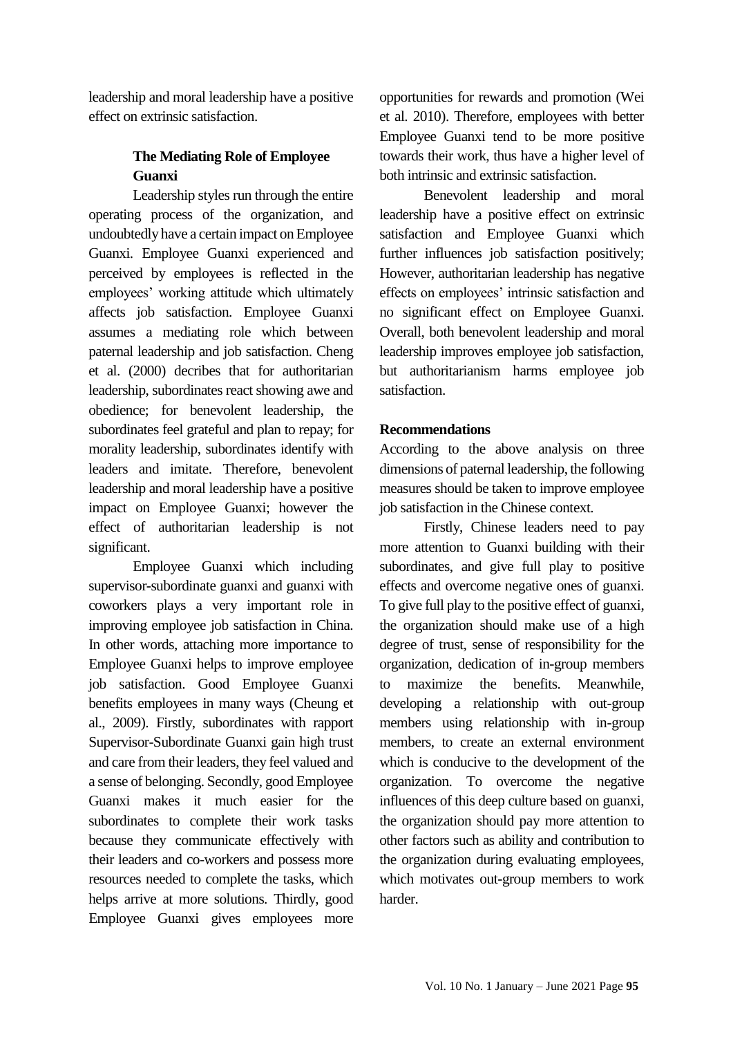leadership and moral leadership have a positive effect on extrinsic satisfaction.

### The Mediating Role of Employee Guanxi

Leadership styles run through the entire operating process of the organization, and undoubtedly have a certain impact on Employee Guanxi. Employee Guanxi experienced and perceived by employees is reflected in the employees' working attitude which ultimately affects job satisfaction. Employee Guanxi assumes a mediating role which between paternal leadership and job satisfaction. Cheng et al. (2000) decribes that for authoritarian leadership, subordinates react showing awe and obedience; for benevolent leadership, the subordinates feel grateful and plan to repay; for morality leadership, subordinates identify with leaders and imitate. Therefore, benevolent leadership and moral leadership have a positive impact on Employee Guanxi; however the effect of authoritarian leadership is not significant.

Employee Guanxi which including supervisor-subordinate guanxi and guanxi with coworkers plays a very important role in improving employee job satisfaction in China. In other words, attaching more importance to Employee Guanxi helps to improve employee job satisfaction. Good Employee Guanxi benefits employees in many ways (Cheung et al., 2009). Firstly, subordinates with rapport Supervisor-Subordinate Guanxi gain high trust and care from their leaders, they feel valued and a sense of belonging. Secondly, good Employee Guanxi makes it much easier for the subordinates to complete their work tasks because they communicate effectively with their leaders and co-workers and possess more resources needed to complete the tasks, which helps arrive at more solutions. Thirdly, good Employee Guanxi gives employees more opportunities for rewards and promotion (Wei et al. 2010). Therefore, employees with better Employee Guanxi tend to be more positive towards their work, thus have a higher level of both intrinsic and extrinsic satisfaction.

Benevolent leadership and moral leadership have a positive effect on extrinsic satisfaction and Employee Guanxi which further influences job satisfaction positively; However, authoritarian leadership has negative effects on employees' intrinsic satisfaction and no significant effect on Employee Guanxi. Overall, both benevolent leadership and moral leadership improves employee job satisfaction, but authoritarianism harms employee job satisfaction.

## Recommendations

According to the above analysis on three dimensions of paternal leadership, the following measures should be taken to improve employee job satisfaction in the Chinese context.

Firstly, Chinese leaders need to pay more attention to Guanxi building with their subordinates, and give full play to positive effects and overcome negative ones of guanxi. To give full play to the positive effect of guanxi, the organization should make use of a high degree of trust, sense of responsibility for the organization, dedication of in-group members to maximize the benefits. Meanwhile, developing a relationship with out-group members using relationship with in-group members, to create an external environment which is conducive to the development of the organization. To overcome the negative influences of this deep culture based on guanxi, the organization should pay more attention to other factors such as ability and contribution to the organization during evaluating employees, which motivates out-group members to work harder.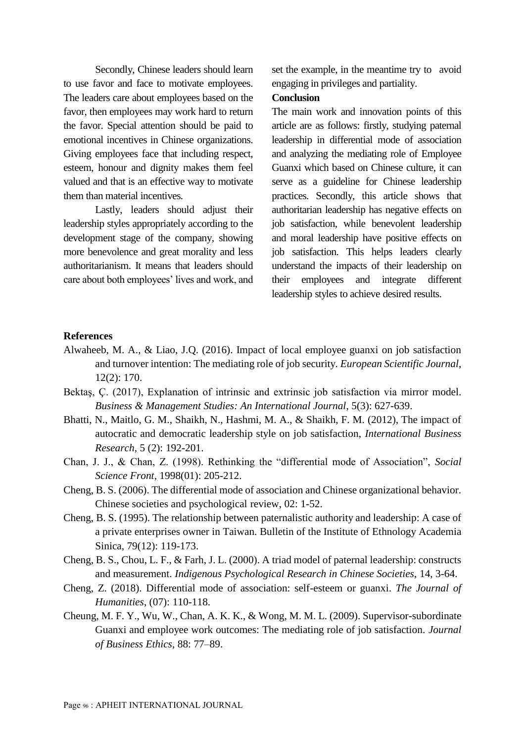Secondly, Chinese leaders should learn to use favor and face to motivate employees. The leaders care about employees based on the favor, then employees may work hard to return the favor. Special attention should be paid to emotional incentives in Chinese organizations. Giving employees face that including respect, esteem, honour and dignity makes them feel valued and that is an effective way to motivate them than material incentives.

Lastly, leaders should adjust their leadership styles appropriately according to the development stage of the company, showing more benevolence and great morality and less authoritarianism. It means that leaders should care about both employees' lives and work, and set the example, in the meantime try to avoid engaging in privileges and partiality.

**Conclusion**

The main work and innovation points of this article are as follows: firstly, studying paternal leadership in differential mode of association and analyzing the mediating role of Employee Guanxi which based on Chinese culture, it can serve as a guideline for Chinese leadership practices. Secondly, this article shows that authoritarian leadership has negative effects on job satisfaction, while benevolent leadership and moral leadership have positive effects on job satisfaction. This helps leaders clearly understand the impacts of their leadership on their employees and integrate different leadership styles to achieve desired results.

**References**

Alwaheeb, M. A., & Liao, J.Q. (2016). Impact of local employee guanxi on job satisfaction and turnover intention: The mediating role of job security. *European Scientific Journal*, 12(2): 170.

Bektaş, Ç. (2017), Explanation of intrinsic and extrinsic job satisfaction via mirror model. *Business & Management Studies: An International Journal*, 5(3): 627-639.

Bhatti, N., Maitlo, G. M., Shaikh, N., Hashmi, M. A., & Shaikh, F. M. (2012), The impact of autocratic and democratic leadership style on job satisfaction, *International Business Research*, 5 (2): 192-201.

Chan, J. J., & Chan, Z. (1998). Rethinking the "differential mode of Association", *Social Science Front*, 1998(01): 205-212.

Cheng, B. S. (2006). The differential mode of association and Chinese organizational behavior. Chinese societies and psychological review, 02: 1-52.

Cheng, B. S. (1995). The relationship between paternalistic authority and leadership: A case of a private enterprises owner in Taiwan. Bulletin of the Institute of Ethnology Academia Sinica, 79(12): 119-173.

Cheng, B. S., Chou, L. F., & Farh, J. L. (2000). A triad model of paternal leadership: constructs and measurement. *Indigenous Psychological Research in Chinese Societies*, 14, 3-64.

Cheng, Z. (2018). Differential mode of association: self-esteem or guanxi. *The Journal of Humanities*, (07): 110-118.

Cheung, M. F. Y., Wu, W., Chan, A. K. K., & Wong, M. M. L. (2009). Supervisor-subordinate Guanxi and employee work outcomes: The mediating role of job satisfaction. *Journal of Business Ethics*, 88: 77–89.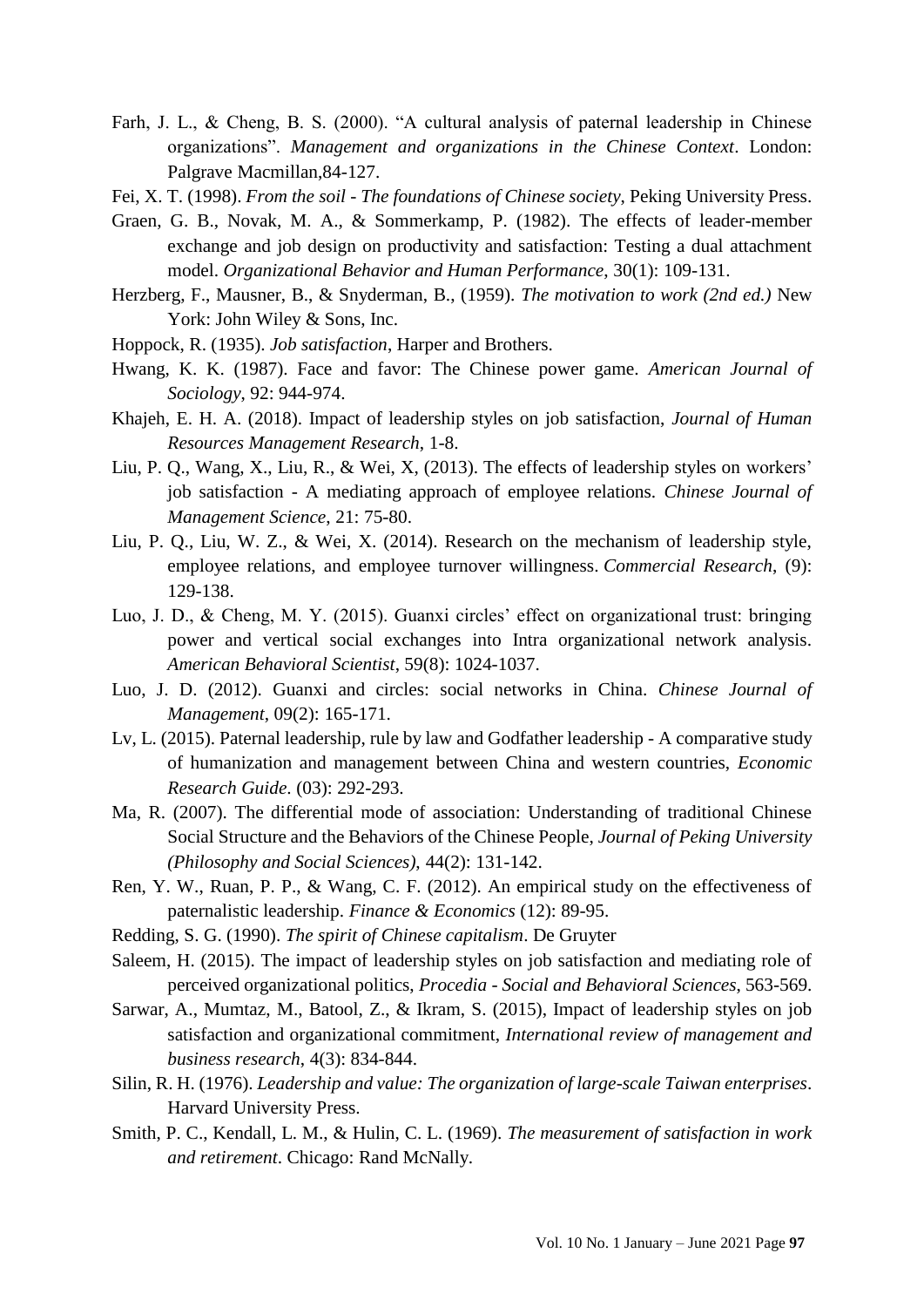Farh, J. L., & Cheng, B. S. (2000). "A cultural analysis of paternal leadership in Chinese organizations". *Management and organizations in the Chinese Context*. London: Palgrave Macmillan,84-127.

Fei, X. T. (1998). *From the soil - The foundations of Chinese society*, Peking University Press.

Graen, G. B., Novak, M. A., & Sommerkamp, P. (1982). The effects of leader-member exchange and job design on productivity and satisfaction: Testing a dual attachment model. *Organizational Behavior and Human Performance*, 30(1): 109-131.

Herzberg, F., Mausner, B., & Snyderman, B., (1959). *The motivation to work (2nd ed.)* New York: John Wiley & Sons, Inc.

Hoppock, R. (1935). *Job satisfaction*, Harper and Brothers.

Hwang, K. K. (1987). Face and favor: The Chinese power game. *American Journal of Sociology*, 92: 944-974.

Khajeh, E. H. A. (2018). Impact of leadership styles on job satisfaction, *Journal of Human Resources Management Research*, 1-8.

Liu, P. Q., Wang, X., Liu, R., & Wei, X, (2013). The effects of leadership styles on workers' job satisfaction - A mediating approach of employee relations. *Chinese Journal of Management Science*, 21: 75-80.

Liu, P. Q., Liu, W. Z., & Wei, X. (2014). Research on the mechanism of leadership style, employee relations, and employee turnover willingness. *Commercial Research*, (9): 129-138.

Luo, J. D., & Cheng, M. Y. (2015). Guanxi circles' effect on organizational trust: bringing power and vertical social exchanges into Intra organizational network analysis. *American Behavioral Scientist*, 59(8): 1024-1037.

Luo, J. D. (2012). Guanxi and circles: social networks in China. *Chinese Journal of Management*, 09(2): 165-171.

Lv, L. (2015). Paternal leadership, rule by law and Godfather leadership - A comparative study of humanization and management between China and western countries, *Economic Research Guide*. (03): 292-293.

Ma, R. (2007). The differential mode of association: Understanding of traditional Chinese Social Structure and the Behaviors of the Chinese People, *Journal of Peking University (Philosophy and Social Sciences)*, 44(2): 131-142.

Ren, Y. W., Ruan, P. P., & Wang, C. F. (2012). An empirical study on the effectiveness of paternalistic leadership. *Finance & Economics* (12): 89-95.

Redding, S. G. (1990). *The spirit of Chinese capitalism*. De Gruyter

Saleem, H. (2015). The impact of leadership styles on job satisfaction and mediating role of perceived organizational politics, *Procedia - Social and Behavioral Sciences*, 563-569.

Sarwar, A., Mumtaz, M., Batool, Z., & Ikram, S. (2015), Impact of leadership styles on job satisfaction and organizational commitment, *International review of management and business research*, 4(3): 834-844.

Silin, R. H. (1976). *Leadership and value: The organization of large-scale Taiwan enterprises*. Harvard University Press.

Smith, P. C., Kendall, L. M., & Hulin, C. L. (1969). *The measurement of satisfaction in work and retirement*. Chicago: Rand McNally.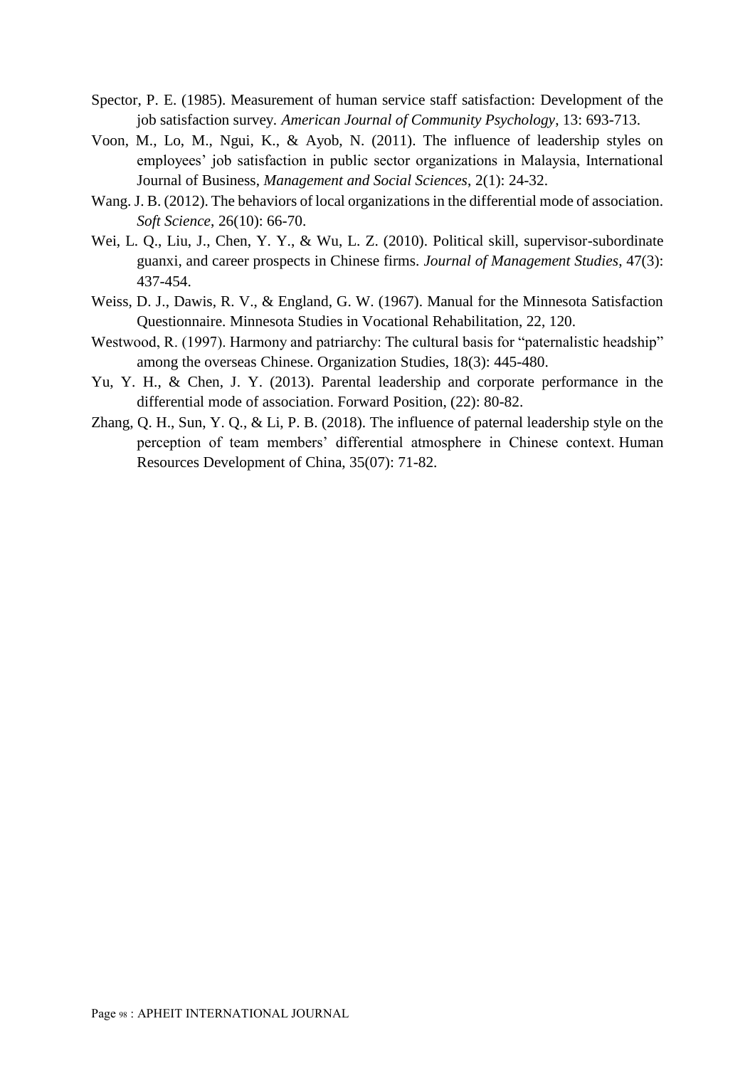Spector, P. E. (1985). Measurement of human service staff satisfaction: Development of the job satisfaction survey. *American Journal of Community Psychology*, 13: 693-713.

Voon, M., Lo, M., Ngui, K., & Ayob, N. (2011). The influence of leadership styles on employees' job satisfaction in public sector organizations in Malaysia, International Journal of Business, *Management and Social Sciences*, 2(1): 24-32.

Wang. J. B. (2012). The behaviors of local organizations in the differential mode of association. *Soft Science*, 26(10): 66-70.

Wei, L. Q., Liu, J., Chen, Y. Y., & Wu, L. Z. (2010). Political skill, supervisor-subordinate guanxi, and career prospects in Chinese firms. *Journal of Management Studies*, 47(3): 437-454.

Weiss, D. J., Dawis, R. V., & England, G. W. (1967). Manual for the Minnesota Satisfaction Questionnaire. Minnesota Studies in Vocational Rehabilitation, 22, 120.

Westwood, R. (1997). Harmony and patriarchy: The cultural basis for "paternalistic headship" among the overseas Chinese. Organization Studies, 18(3): 445-480.

Yu, Y. H., & Chen, J. Y. (2013). Parental leadership and corporate performance in the differential mode of association. Forward Position, (22): 80-82.

Zhang, Q. H., Sun, Y. Q., & Li, P. B. (2018). The influence of paternal leadership style on the perception of team members' differential atmosphere in Chinese context. Human Resources Development of China, 35(07): 71-82.